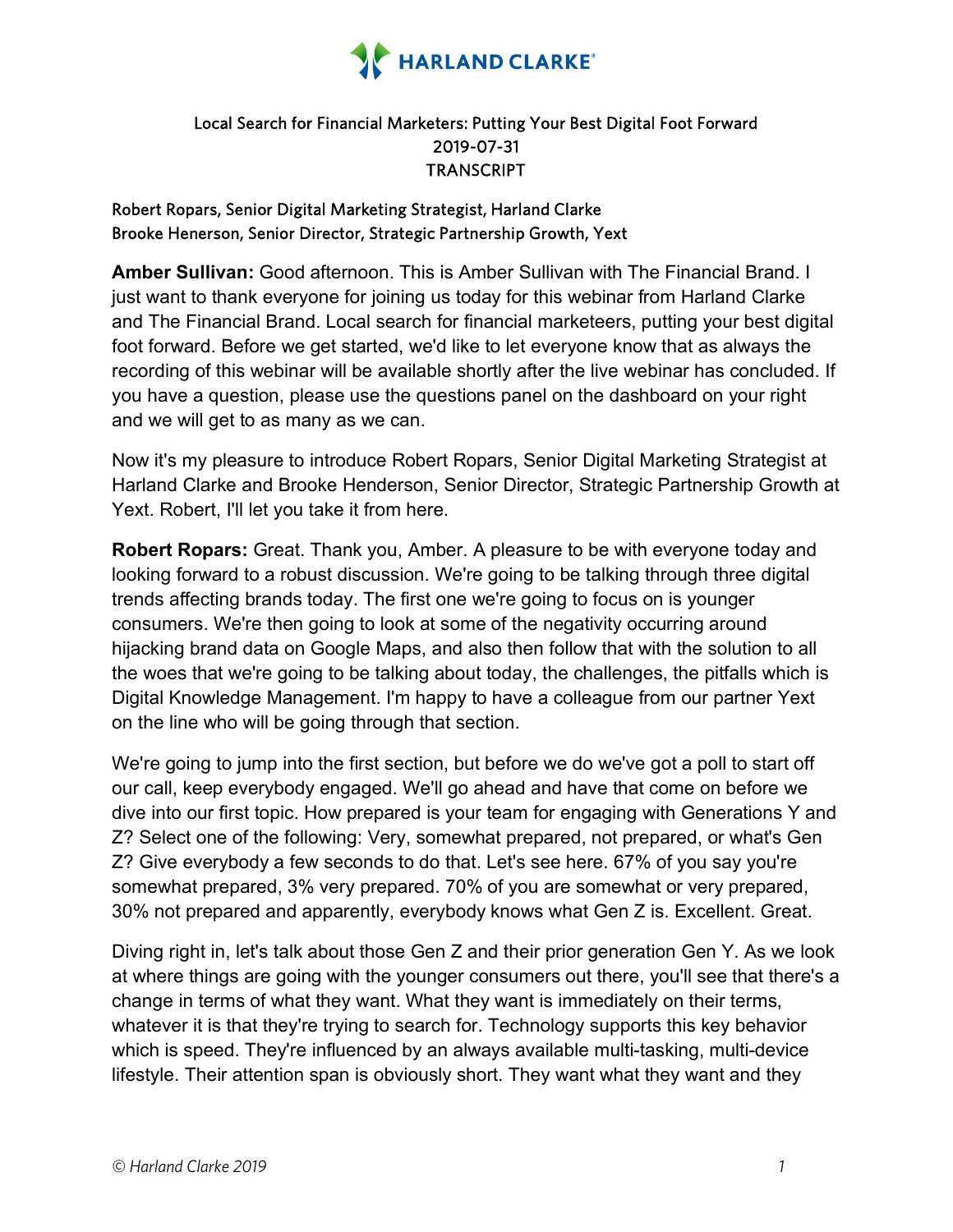HARLAND CLARKE

# Local Search for Financial Marketers: Putting Your Best Digital Foot Forward

2019-07-31

TRANSCRIPT

Robert Ropars, Senior Digital Marketing Strategist, Harland Clarke
Brooke Henerson, Senior Director, Strategic Partnership Growth, Yext

**Amber Sullivan:** Good afternoon. This is Amber Sullivan with The Financial Brand. I just want to thank everyone for joining us today for this webinar from Harland Clarke and The Financial Brand. Local search for financial marketeers, putting your best digital foot forward. Before we get started, we'd like to let everyone know that as always the recording of this webinar will be available shortly after the live webinar has concluded. If you have a question, please use the questions panel on the dashboard on your right and we will get to as many as we can.

Now it's my pleasure to introduce Robert Ropars, Senior Digital Marketing Strategist at Harland Clarke and Brooke Henderson, Senior Director, Strategic Partnership Growth at Yext. Robert, I'll let you take it from here.

**Robert Ropars:** Great. Thank you, Amber. A pleasure to be with everyone today and looking forward to a robust discussion. We're going to be talking through three digital trends affecting brands today. The first one we're going to focus on is younger consumers. We're then going to look at some of the negativity occurring around hijacking brand data on Google Maps, and also then follow that with the solution to all the woes that we're going to be talking about today, the challenges, the pitfalls which is Digital Knowledge Management. I'm happy to have a colleague from our partner Yext on the line who will be going through that section.

We're going to jump into the first section, but before we do we've got a poll to start off our call, keep everybody engaged. We'll go ahead and have that come on before we dive into our first topic. How prepared is your team for engaging with Generations Y and Z? Select one of the following: Very, somewhat prepared, not prepared, or what's Gen Z? Give everybody a few seconds to do that. Let's see here. 67% of you say you're somewhat prepared, 3% very prepared. 70% of you are somewhat or very prepared, 30% not prepared and apparently, everybody knows what Gen Z is. Excellent. Great.

Diving right in, let's talk about those Gen Z and their prior generation Gen Y. As we look at where things are going with the younger consumers out there, you'll see that there's a change in terms of what they want. What they want is immediately on their terms, whatever it is that they're trying to search for. Technology supports this key behavior which is speed. They're influenced by an always available multi-tasking, multi-device lifestyle. Their attention span is obviously short. They want what they want and they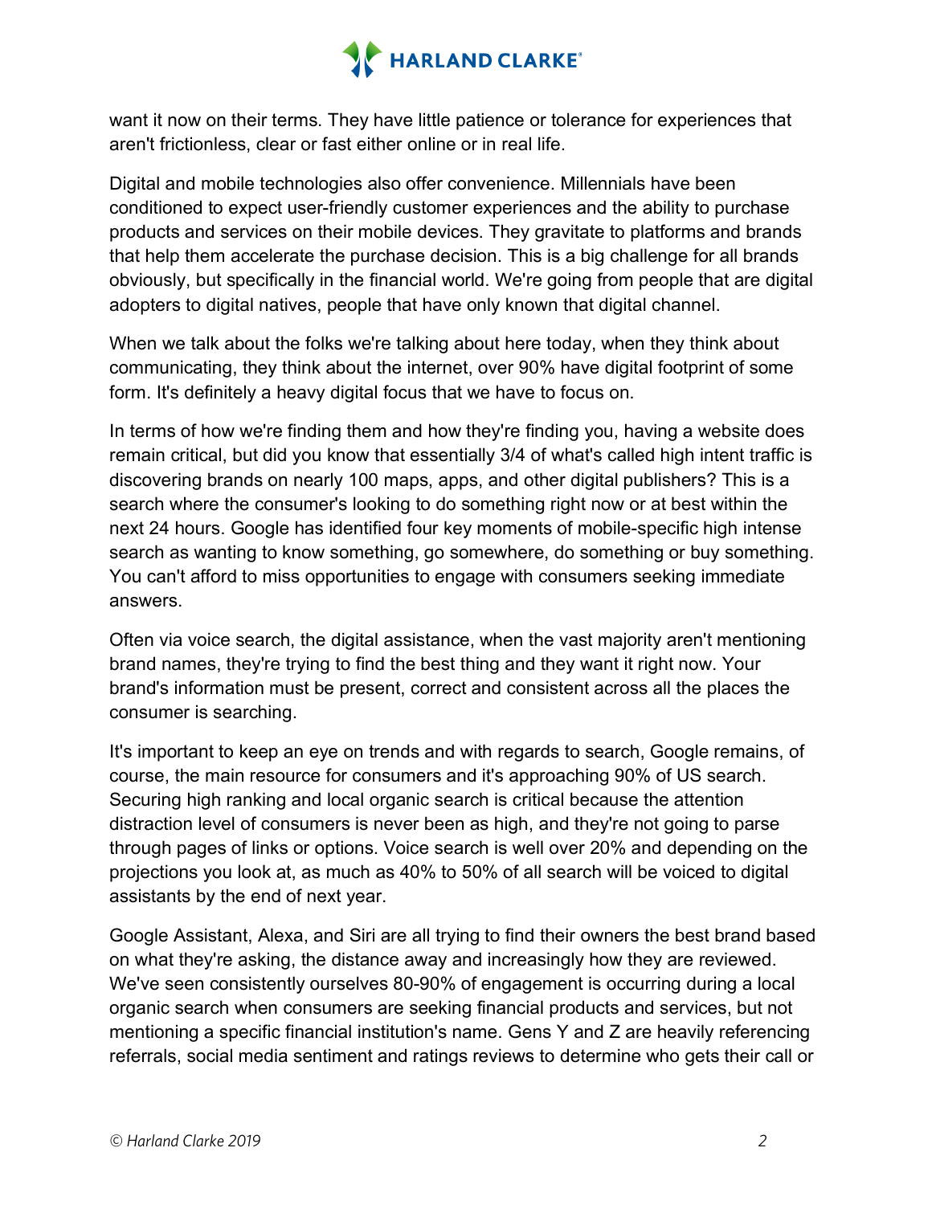want it now on their terms. They have little patience or tolerance for experiences that aren't frictionless, clear or fast either online or in real life.

Digital and mobile technologies also offer convenience. Millennials have been conditioned to expect user-friendly customer experiences and the ability to purchase products and services on their mobile devices. They gravitate to platforms and brands that help them accelerate the purchase decision. This is a big challenge for all brands obviously, but specifically in the financial world. We're going from people that are digital adopters to digital natives, people that have only known that digital channel.

When we talk about the folks we're talking about here today, when they think about communicating, they think about the internet, over 90% have digital footprint of some form. It's definitely a heavy digital focus that we have to focus on.

In terms of how we're finding them and how they're finding you, having a website does remain critical, but did you know that essentially 3/4 of what's called high intent traffic is discovering brands on nearly 100 maps, apps, and other digital publishers? This is a search where the consumer's looking to do something right now or at best within the next 24 hours. Google has identified four key moments of mobile-specific high intense search as wanting to know something, go somewhere, do something or buy something. You can't afford to miss opportunities to engage with consumers seeking immediate answers.

Often via voice search, the digital assistance, when the vast majority aren't mentioning brand names, they're trying to find the best thing and they want it right now. Your brand's information must be present, correct and consistent across all the places the consumer is searching.

It's important to keep an eye on trends and with regards to search, Google remains, of course, the main resource for consumers and it's approaching 90% of US search. Securing high ranking and local organic search is critical because the attention distraction level of consumers is never been as high, and they're not going to parse through pages of links or options. Voice search is well over 20% and depending on the projections you look at, as much as 40% to 50% of all search will be voiced to digital assistants by the end of next year.

Google Assistant, Alexa, and Siri are all trying to find their owners the best brand based on what they're asking, the distance away and increasingly how they are reviewed. We've seen consistently ourselves 80-90% of engagement is occurring during a local organic search when consumers are seeking financial products and services, but not mentioning a specific financial institution's name. Gens Y and Z are heavily referencing referrals, social media sentiment and ratings reviews to determine who gets their call or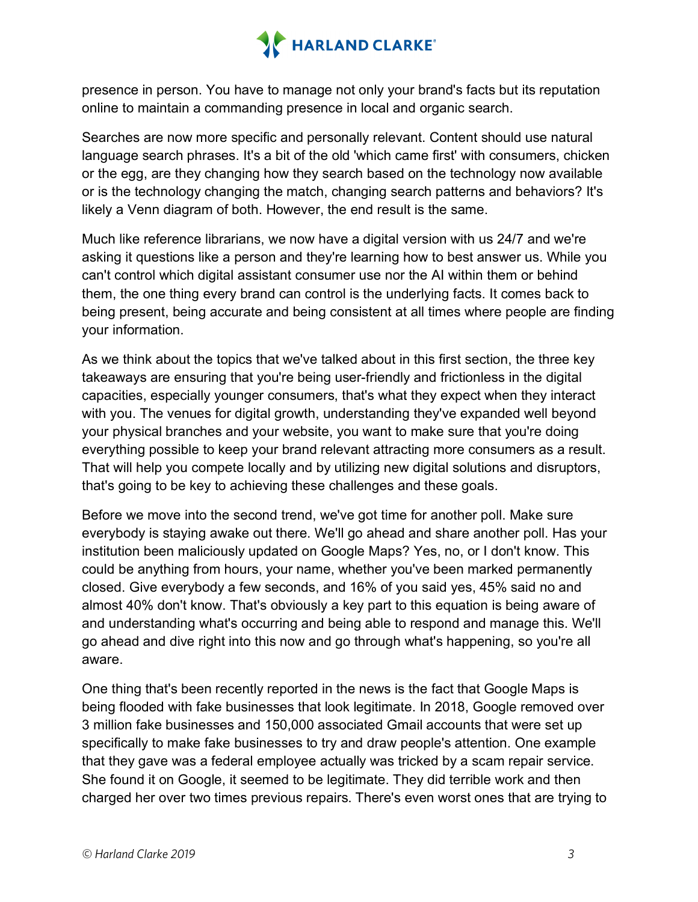presence in person. You have to manage not only your brand's facts but its reputation online to maintain a commanding presence in local and organic search.

Searches are now more specific and personally relevant. Content should use natural language search phrases. It's a bit of the old 'which came first' with consumers, chicken or the egg, are they changing how they search based on the technology now available or is the technology changing the match, changing search patterns and behaviors? It's likely a Venn diagram of both. However, the end result is the same.

Much like reference librarians, we now have a digital version with us 24/7 and we're asking it questions like a person and they're learning how to best answer us. While you can't control which digital assistant consumer use nor the AI within them or behind them, the one thing every brand can control is the underlying facts. It comes back to being present, being accurate and being consistent at all times where people are finding your information.

As we think about the topics that we've talked about in this first section, the three key takeaways are ensuring that you're being user-friendly and frictionless in the digital capacities, especially younger consumers, that's what they expect when they interact with you. The venues for digital growth, understanding they've expanded well beyond your physical branches and your website, you want to make sure that you're doing everything possible to keep your brand relevant attracting more consumers as a result. That will help you compete locally and by utilizing new digital solutions and disruptors, that's going to be key to achieving these challenges and these goals.

Before we move into the second trend, we've got time for another poll. Make sure everybody is staying awake out there. We'll go ahead and share another poll. Has your institution been maliciously updated on Google Maps? Yes, no, or I don't know. This could be anything from hours, your name, whether you've been marked permanently closed. Give everybody a few seconds, and 16% of you said yes, 45% said no and almost 40% don't know. That's obviously a key part to this equation is being aware of and understanding what's occurring and being able to respond and manage this. We'll go ahead and dive right into this now and go through what's happening, so you're all aware.

One thing that's been recently reported in the news is the fact that Google Maps is being flooded with fake businesses that look legitimate. In 2018, Google removed over 3 million fake businesses and 150,000 associated Gmail accounts that were set up specifically to make fake businesses to try and draw people's attention. One example that they gave was a federal employee actually was tricked by a scam repair service. She found it on Google, it seemed to be legitimate. They did terrible work and then charged her over two times previous repairs. There's even worst ones that are trying to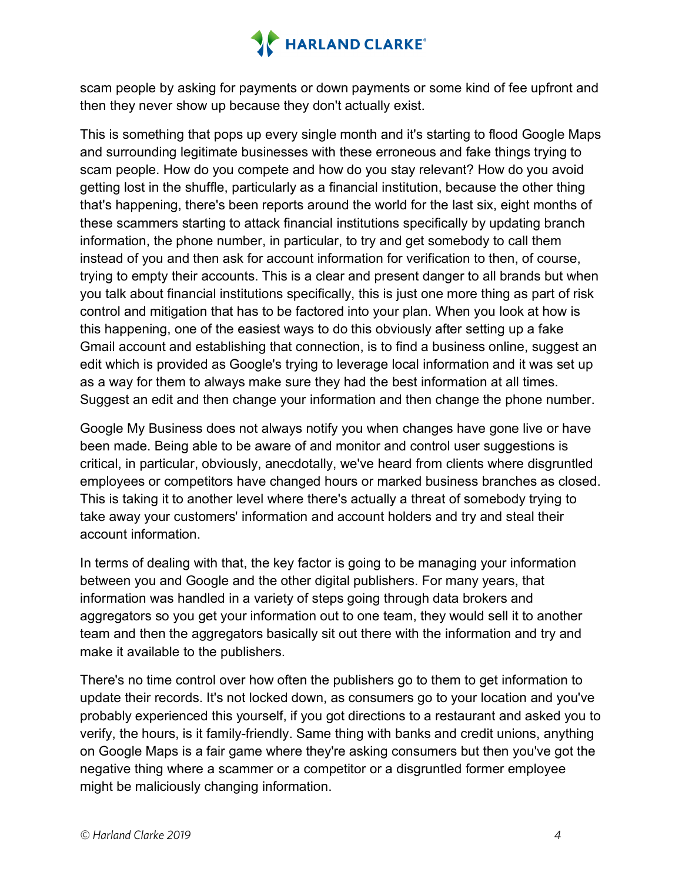scam people by asking for payments or down payments or some kind of fee upfront and then they never show up because they don't actually exist.

This is something that pops up every single month and it's starting to flood Google Maps and surrounding legitimate businesses with these erroneous and fake things trying to scam people. How do you compete and how do you stay relevant? How do you avoid getting lost in the shuffle, particularly as a financial institution, because the other thing that's happening, there's been reports around the world for the last six, eight months of these scammers starting to attack financial institutions specifically by updating branch information, the phone number, in particular, to try and get somebody to call them instead of you and then ask for account information for verification to then, of course, trying to empty their accounts. This is a clear and present danger to all brands but when you talk about financial institutions specifically, this is just one more thing as part of risk control and mitigation that has to be factored into your plan. When you look at how is this happening, one of the easiest ways to do this obviously after setting up a fake Gmail account and establishing that connection, is to find a business online, suggest an edit which is provided as Google's trying to leverage local information and it was set up as a way for them to always make sure they had the best information at all times. Suggest an edit and then change your information and then change the phone number.

Google My Business does not always notify you when changes have gone live or have been made. Being able to be aware of and monitor and control user suggestions is critical, in particular, obviously, anecdotally, we've heard from clients where disgruntled employees or competitors have changed hours or marked business branches as closed. This is taking it to another level where there's actually a threat of somebody trying to take away your customers' information and account holders and try and steal their account information.

In terms of dealing with that, the key factor is going to be managing your information between you and Google and the other digital publishers. For many years, that information was handled in a variety of steps going through data brokers and aggregators so you get your information out to one team, they would sell it to another team and then the aggregators basically sit out there with the information and try and make it available to the publishers.

There's no time control over how often the publishers go to them to get information to update their records. It's not locked down, as consumers go to your location and you've probably experienced this yourself, if you got directions to a restaurant and asked you to verify, the hours, is it family-friendly. Same thing with banks and credit unions, anything on Google Maps is a fair game where they're asking consumers but then you've got the negative thing where a scammer or a competitor or a disgruntled former employee might be maliciously changing information.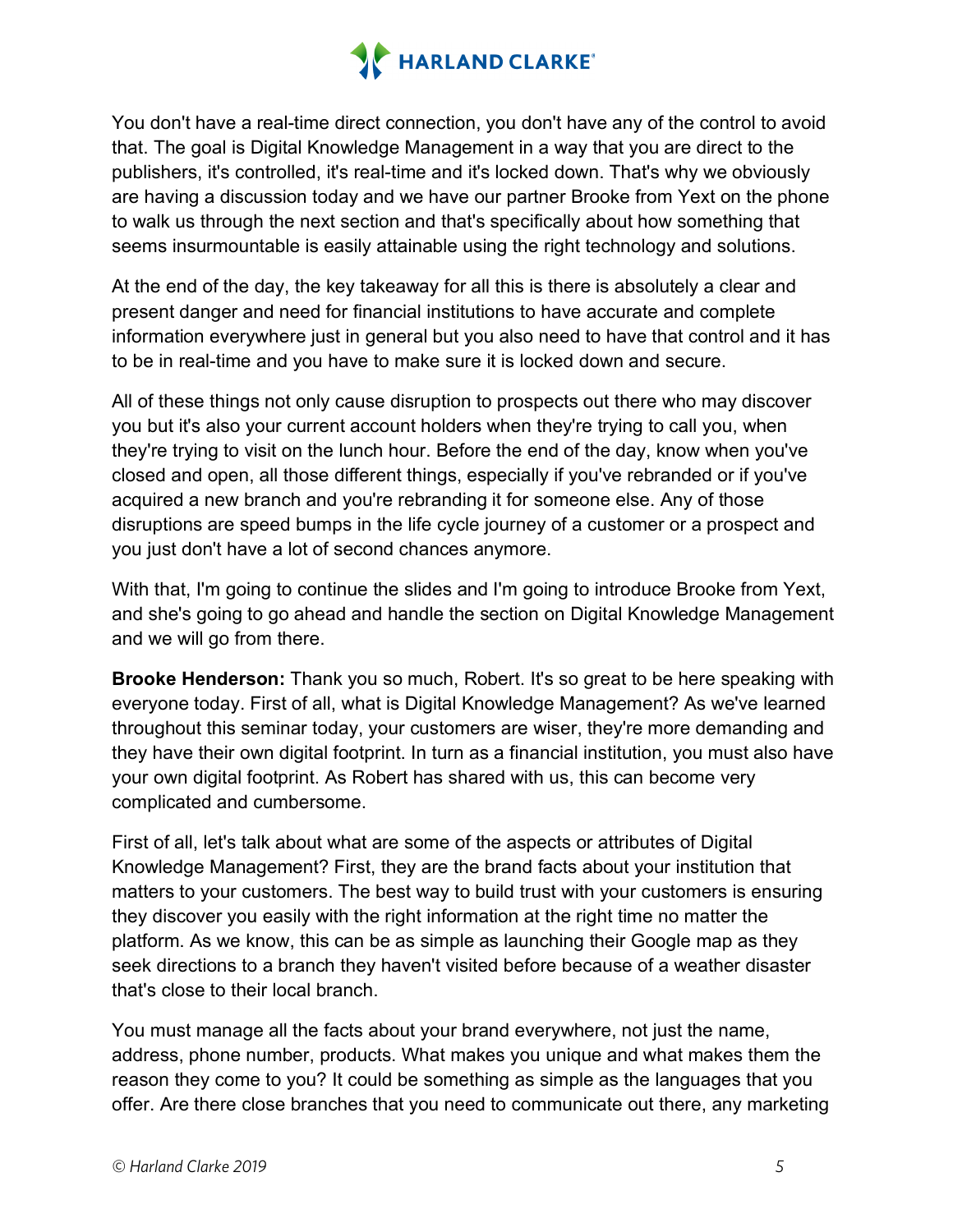You don't have a real-time direct connection, you don't have any of the control to avoid that. The goal is Digital Knowledge Management in a way that you are direct to the publishers, it's controlled, it's real-time and it's locked down. That's why we obviously are having a discussion today and we have our partner Brooke from Yext on the phone to walk us through the next section and that's specifically about how something that seems insurmountable is easily attainable using the right technology and solutions.

At the end of the day, the key takeaway for all this is there is absolutely a clear and present danger and need for financial institutions to have accurate and complete information everywhere just in general but you also need to have that control and it has to be in real-time and you have to make sure it is locked down and secure.

All of these things not only cause disruption to prospects out there who may discover you but it's also your current account holders when they're trying to call you, when they're trying to visit on the lunch hour. Before the end of the day, know when you've closed and open, all those different things, especially if you've rebranded or if you've acquired a new branch and you're rebranding it for someone else. Any of those disruptions are speed bumps in the life cycle journey of a customer or a prospect and you just don't have a lot of second chances anymore.

With that, I'm going to continue the slides and I'm going to introduce Brooke from Yext, and she's going to go ahead and handle the section on Digital Knowledge Management and we will go from there.

**Brooke Henderson:** Thank you so much, Robert. It's so great to be here speaking with everyone today. First of all, what is Digital Knowledge Management? As we've learned throughout this seminar today, your customers are wiser, they're more demanding and they have their own digital footprint. In turn as a financial institution, you must also have your own digital footprint. As Robert has shared with us, this can become very complicated and cumbersome.

First of all, let's talk about what are some of the aspects or attributes of Digital Knowledge Management? First, they are the brand facts about your institution that matters to your customers. The best way to build trust with your customers is ensuring they discover you easily with the right information at the right time no matter the platform. As we know, this can be as simple as launching their Google map as they seek directions to a branch they haven't visited before because of a weather disaster that's close to their local branch.

You must manage all the facts about your brand everywhere, not just the name, address, phone number, products. What makes you unique and what makes them the reason they come to you? It could be something as simple as the languages that you offer. Are there close branches that you need to communicate out there, any marketing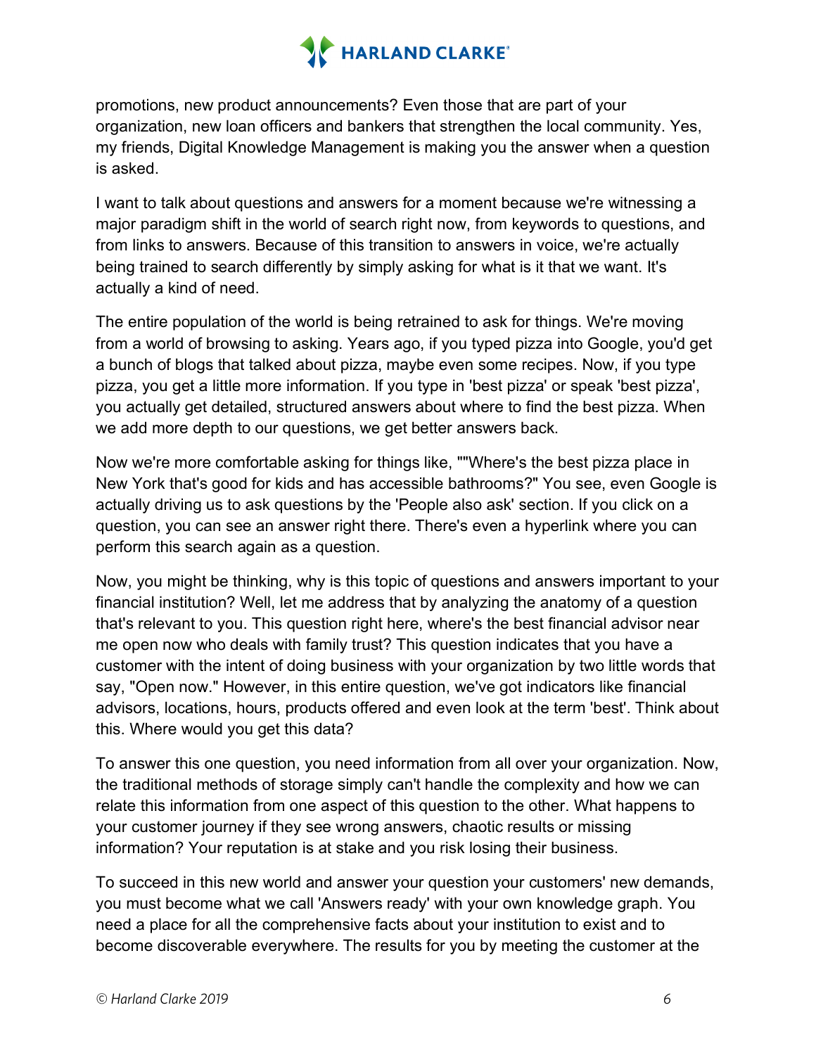promotions, new product announcements? Even those that are part of your organization, new loan officers and bankers that strengthen the local community. Yes, my friends, Digital Knowledge Management is making you the answer when a question is asked.

I want to talk about questions and answers for a moment because we're witnessing a major paradigm shift in the world of search right now, from keywords to questions, and from links to answers. Because of this transition to answers in voice, we're actually being trained to search differently by simply asking for what is it that we want. It's actually a kind of need.

The entire population of the world is being retrained to ask for things. We're moving from a world of browsing to asking. Years ago, if you typed pizza into Google, you'd get a bunch of blogs that talked about pizza, maybe even some recipes. Now, if you type pizza, you get a little more information. If you type in 'best pizza' or speak 'best pizza', you actually get detailed, structured answers about where to find the best pizza. When we add more depth to our questions, we get better answers back.

Now we're more comfortable asking for things like, ""Where's the best pizza place in New York that's good for kids and has accessible bathrooms?" You see, even Google is actually driving us to ask questions by the 'People also ask' section. If you click on a question, you can see an answer right there. There's even a hyperlink where you can perform this search again as a question.

Now, you might be thinking, why is this topic of questions and answers important to your financial institution? Well, let me address that by analyzing the anatomy of a question that's relevant to you. This question right here, where's the best financial advisor near me open now who deals with family trust? This question indicates that you have a customer with the intent of doing business with your organization by two little words that say, "Open now." However, in this entire question, we've got indicators like financial advisors, locations, hours, products offered and even look at the term 'best'. Think about this. Where would you get this data?

To answer this one question, you need information from all over your organization. Now, the traditional methods of storage simply can't handle the complexity and how we can relate this information from one aspect of this question to the other. What happens to your customer journey if they see wrong answers, chaotic results or missing information? Your reputation is at stake and you risk losing their business.

To succeed in this new world and answer your question your customers' new demands, you must become what we call 'Answers ready' with your own knowledge graph. You need a place for all the comprehensive facts about your institution to exist and to become discoverable everywhere. The results for you by meeting the customer at the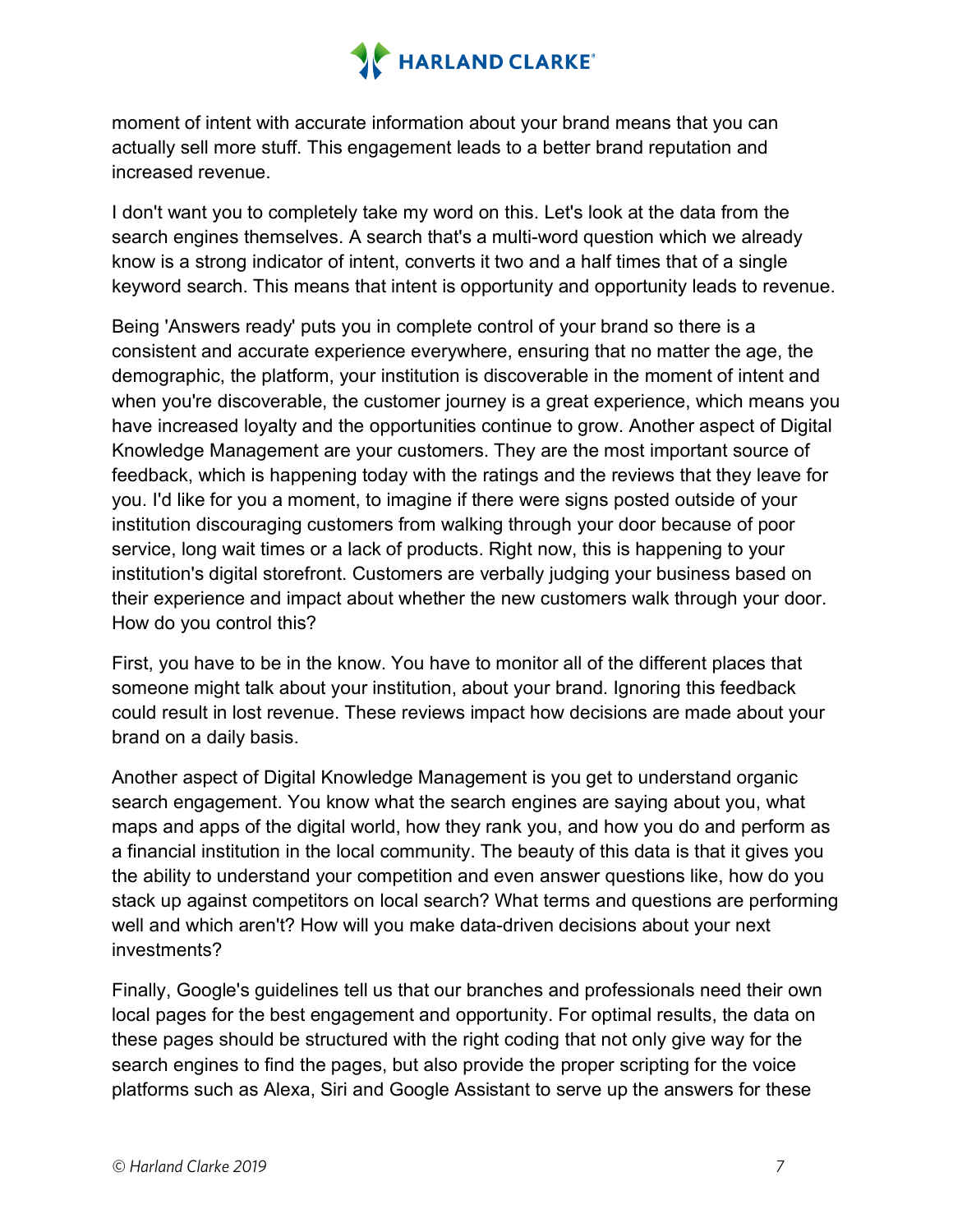moment of intent with accurate information about your brand means that you can actually sell more stuff. This engagement leads to a better brand reputation and increased revenue.

I don't want you to completely take my word on this. Let's look at the data from the search engines themselves. A search that's a multi-word question which we already know is a strong indicator of intent, converts it two and a half times that of a single keyword search. This means that intent is opportunity and opportunity leads to revenue.

Being 'Answers ready' puts you in complete control of your brand so there is a consistent and accurate experience everywhere, ensuring that no matter the age, the demographic, the platform, your institution is discoverable in the moment of intent and when you're discoverable, the customer journey is a great experience, which means you have increased loyalty and the opportunities continue to grow. Another aspect of Digital Knowledge Management are your customers. They are the most important source of feedback, which is happening today with the ratings and the reviews that they leave for you. I'd like for you a moment, to imagine if there were signs posted outside of your institution discouraging customers from walking through your door because of poor service, long wait times or a lack of products. Right now, this is happening to your institution's digital storefront. Customers are verbally judging your business based on their experience and impact about whether the new customers walk through your door. How do you control this?

First, you have to be in the know. You have to monitor all of the different places that someone might talk about your institution, about your brand. Ignoring this feedback could result in lost revenue. These reviews impact how decisions are made about your brand on a daily basis.

Another aspect of Digital Knowledge Management is you get to understand organic search engagement. You know what the search engines are saying about you, what maps and apps of the digital world, how they rank you, and how you do and perform as a financial institution in the local community. The beauty of this data is that it gives you the ability to understand your competition and even answer questions like, how do you stack up against competitors on local search? What terms and questions are performing well and which aren't? How will you make data-driven decisions about your next investments?

Finally, Google's guidelines tell us that our branches and professionals need their own local pages for the best engagement and opportunity. For optimal results, the data on these pages should be structured with the right coding that not only give way for the search engines to find the pages, but also provide the proper scripting for the voice platforms such as Alexa, Siri and Google Assistant to serve up the answers for these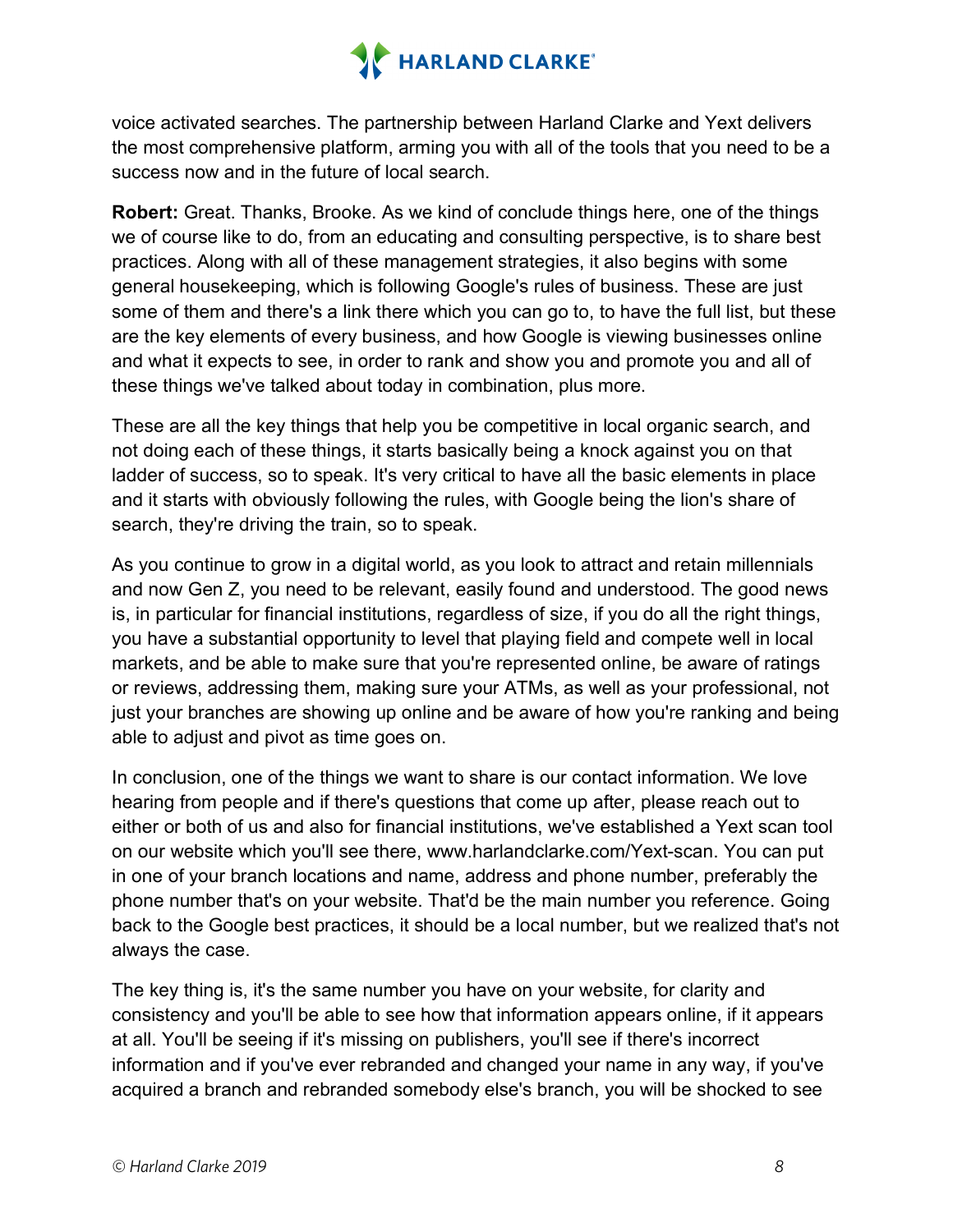voice activated searches. The partnership between Harland Clarke and Yext delivers the most comprehensive platform, arming you with all of the tools that you need to be a success now and in the future of local search.

**Robert:** Great. Thanks, Brooke. As we kind of conclude things here, one of the things we of course like to do, from an educating and consulting perspective, is to share best practices. Along with all of these management strategies, it also begins with some general housekeeping, which is following Google's rules of business. These are just some of them and there's a link there which you can go to, to have the full list, but these are the key elements of every business, and how Google is viewing businesses online and what it expects to see, in order to rank and show you and promote you and all of these things we've talked about today in combination, plus more.

These are all the key things that help you be competitive in local organic search, and not doing each of these things, it starts basically being a knock against you on that ladder of success, so to speak. It's very critical to have all the basic elements in place and it starts with obviously following the rules, with Google being the lion's share of search, they're driving the train, so to speak.

As you continue to grow in a digital world, as you look to attract and retain millennials and now Gen Z, you need to be relevant, easily found and understood. The good news is, in particular for financial institutions, regardless of size, if you do all the right things, you have a substantial opportunity to level that playing field and compete well in local markets, and be able to make sure that you're represented online, be aware of ratings or reviews, addressing them, making sure your ATMs, as well as your professional, not just your branches are showing up online and be aware of how you're ranking and being able to adjust and pivot as time goes on.

In conclusion, one of the things we want to share is our contact information. We love hearing from people and if there's questions that come up after, please reach out to either or both of us and also for financial institutions, we've established a Yext scan tool on our website which you'll see there, www.harlandclarke.com/Yext-scan. You can put in one of your branch locations and name, address and phone number, preferably the phone number that's on your website. That'd be the main number you reference. Going back to the Google best practices, it should be a local number, but we realized that's not always the case.

The key thing is, it's the same number you have on your website, for clarity and consistency and you'll be able to see how that information appears online, if it appears at all. You'll be seeing if it's missing on publishers, you'll see if there's incorrect information and if you've ever rebranded and changed your name in any way, if you've acquired a branch and rebranded somebody else's branch, you will be shocked to see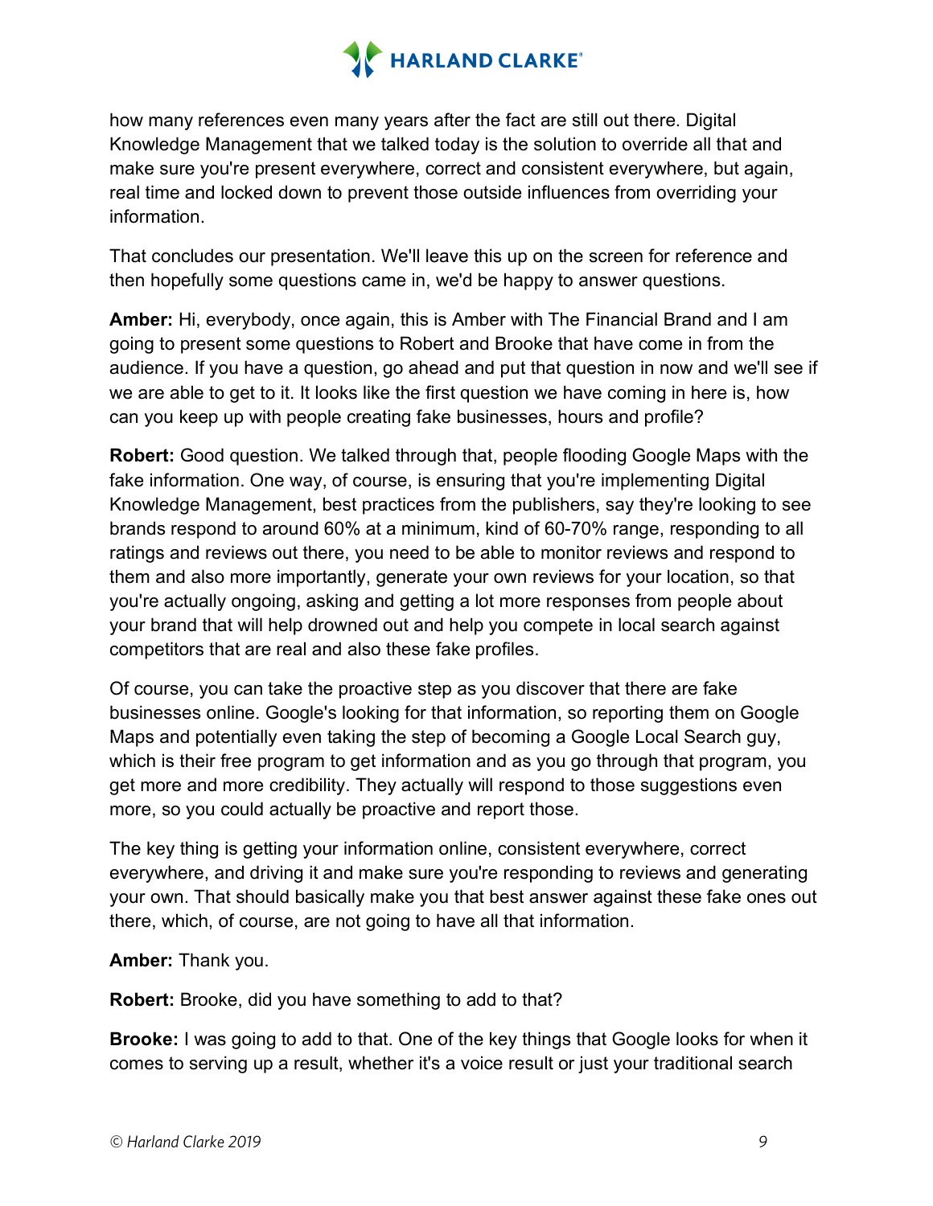how many references even many years after the fact are still out there. Digital Knowledge Management that we talked today is the solution to override all that and make sure you're present everywhere, correct and consistent everywhere, but again, real time and locked down to prevent those outside influences from overriding your information.

That concludes our presentation. We'll leave this up on the screen for reference and then hopefully some questions came in, we'd be happy to answer questions.

**Amber:** Hi, everybody, once again, this is Amber with The Financial Brand and I am going to present some questions to Robert and Brooke that have come in from the audience. If you have a question, go ahead and put that question in now and we'll see if we are able to get to it. It looks like the first question we have coming in here is, how can you keep up with people creating fake businesses, hours and profile?

**Robert:** Good question. We talked through that, people flooding Google Maps with the fake information. One way, of course, is ensuring that you're implementing Digital Knowledge Management, best practices from the publishers, say they're looking to see brands respond to around 60% at a minimum, kind of 60-70% range, responding to all ratings and reviews out there, you need to be able to monitor reviews and respond to them and also more importantly, generate your own reviews for your location, so that you're actually ongoing, asking and getting a lot more responses from people about your brand that will help drowned out and help you compete in local search against competitors that are real and also these fake profiles.

Of course, you can take the proactive step as you discover that there are fake businesses online. Google's looking for that information, so reporting them on Google Maps and potentially even taking the step of becoming a Google Local Search guy, which is their free program to get information and as you go through that program, you get more and more credibility. They actually will respond to those suggestions even more, so you could actually be proactive and report those.

The key thing is getting your information online, consistent everywhere, correct everywhere, and driving it and make sure you're responding to reviews and generating your own. That should basically make you that best answer against these fake ones out there, which, of course, are not going to have all that information.

**Amber:** Thank you.

**Robert:** Brooke, did you have something to add to that?

**Brooke:** I was going to add to that. One of the key things that Google looks for when it comes to serving up a result, whether it's a voice result or just your traditional search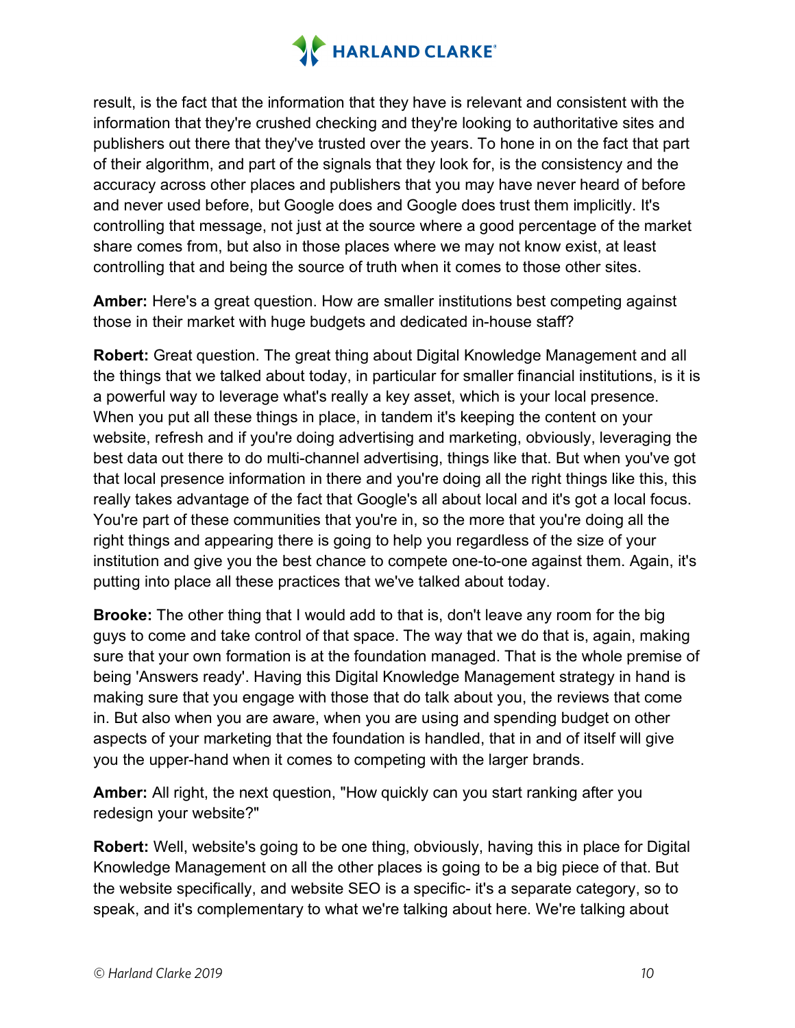result, is the fact that the information that they have is relevant and consistent with the information that they're crushed checking and they're looking to authoritative sites and publishers out there that they've trusted over the years. To hone in on the fact that part of their algorithm, and part of the signals that they look for, is the consistency and the accuracy across other places and publishers that you may have never heard of before and never used before, but Google does and Google does trust them implicitly. It's controlling that message, not just at the source where a good percentage of the market share comes from, but also in those places where we may not know exist, at least controlling that and being the source of truth when it comes to those other sites.

**Amber:** Here's a great question. How are smaller institutions best competing against those in their market with huge budgets and dedicated in-house staff?

**Robert:** Great question. The great thing about Digital Knowledge Management and all the things that we talked about today, in particular for smaller financial institutions, is it is a powerful way to leverage what's really a key asset, which is your local presence. When you put all these things in place, in tandem it's keeping the content on your website, refresh and if you're doing advertising and marketing, obviously, leveraging the best data out there to do multi-channel advertising, things like that. But when you've got that local presence information in there and you're doing all the right things like this, this really takes advantage of the fact that Google's all about local and it's got a local focus. You're part of these communities that you're in, so the more that you're doing all the right things and appearing there is going to help you regardless of the size of your institution and give you the best chance to compete one-to-one against them. Again, it's putting into place all these practices that we've talked about today.

**Brooke:** The other thing that I would add to that is, don't leave any room for the big guys to come and take control of that space. The way that we do that is, again, making sure that your own formation is at the foundation managed. That is the whole premise of being 'Answers ready'. Having this Digital Knowledge Management strategy in hand is making sure that you engage with those that do talk about you, the reviews that come in. But also when you are aware, when you are using and spending budget on other aspects of your marketing that the foundation is handled, that in and of itself will give you the upper-hand when it comes to competing with the larger brands.

**Amber:** All right, the next question, "How quickly can you start ranking after you redesign your website?"

**Robert:** Well, website's going to be one thing, obviously, having this in place for Digital Knowledge Management on all the other places is going to be a big piece of that. But the website specifically, and website SEO is a specific- it's a separate category, so to speak, and it's complementary to what we're talking about here. We're talking about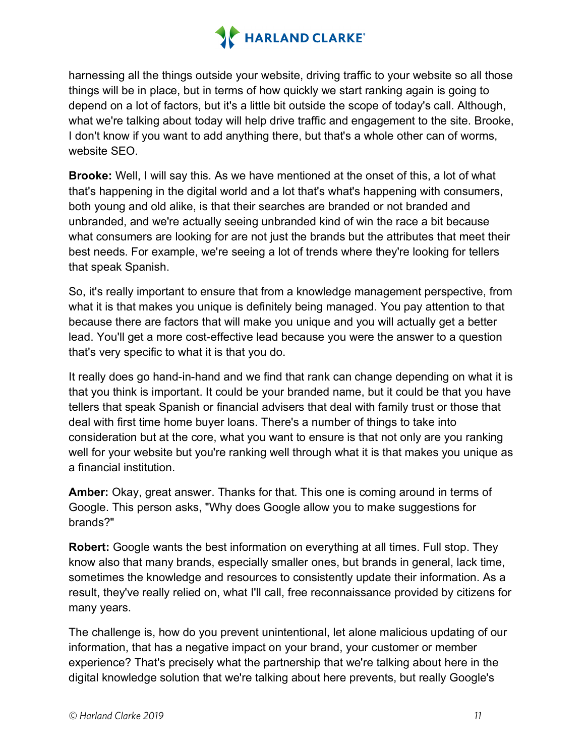harnessing all the things outside your website, driving traffic to your website so all those things will be in place, but in terms of how quickly we start ranking again is going to depend on a lot of factors, but it's a little bit outside the scope of today's call. Although, what we're talking about today will help drive traffic and engagement to the site. Brooke, I don't know if you want to add anything there, but that's a whole other can of worms, website SEO.

**Brooke:** Well, I will say this. As we have mentioned at the onset of this, a lot of what that's happening in the digital world and a lot that's what's happening with consumers, both young and old alike, is that their searches are branded or not branded and unbranded, and we're actually seeing unbranded kind of win the race a bit because what consumers are looking for are not just the brands but the attributes that meet their best needs. For example, we're seeing a lot of trends where they're looking for tellers that speak Spanish.

So, it's really important to ensure that from a knowledge management perspective, from what it is that makes you unique is definitely being managed. You pay attention to that because there are factors that will make you unique and you will actually get a better lead. You'll get a more cost-effective lead because you were the answer to a question that's very specific to what it is that you do.

It really does go hand-in-hand and we find that rank can change depending on what it is that you think is important. It could be your branded name, but it could be that you have tellers that speak Spanish or financial advisers that deal with family trust or those that deal with first time home buyer loans. There's a number of things to take into consideration but at the core, what you want to ensure is that not only are you ranking well for your website but you're ranking well through what it is that makes you unique as a financial institution.

**Amber:** Okay, great answer. Thanks for that. This one is coming around in terms of Google. This person asks, "Why does Google allow you to make suggestions for brands?"

**Robert:** Google wants the best information on everything at all times. Full stop. They know also that many brands, especially smaller ones, but brands in general, lack time, sometimes the knowledge and resources to consistently update their information. As a result, they've really relied on, what I'll call, free reconnaissance provided by citizens for many years.

The challenge is, how do you prevent unintentional, let alone malicious updating of our information, that has a negative impact on your brand, your customer or member experience? That's precisely what the partnership that we're talking about here in the digital knowledge solution that we're talking about here prevents, but really Google's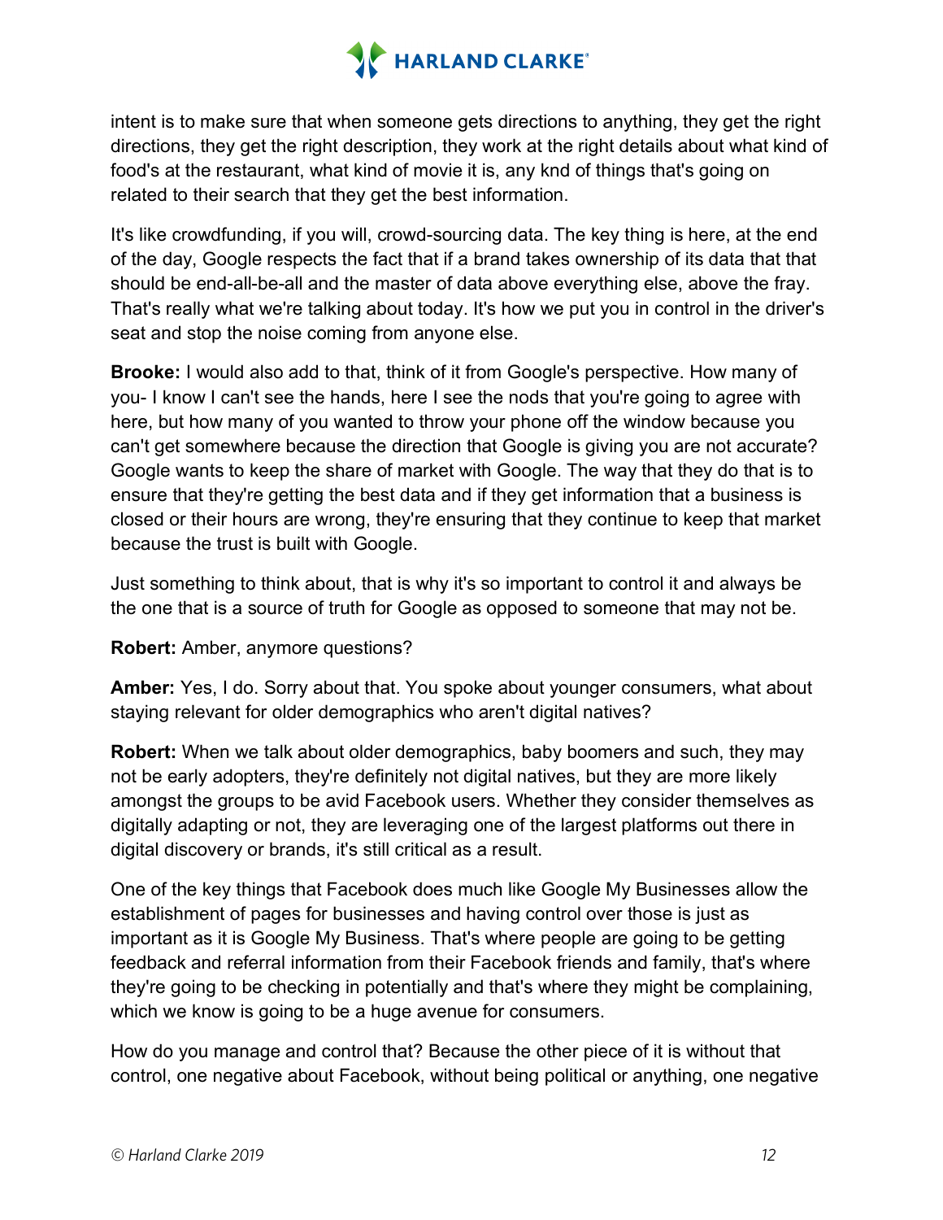intent is to make sure that when someone gets directions to anything, they get the right directions, they get the right description, they work at the right details about what kind of food's at the restaurant, what kind of movie it is, any knd of things that's going on related to their search that they get the best information.

It's like crowdfunding, if you will, crowd-sourcing data. The key thing is here, at the end of the day, Google respects the fact that if a brand takes ownership of its data that that should be end-all-be-all and the master of data above everything else, above the fray. That's really what we're talking about today. It's how we put you in control in the driver's seat and stop the noise coming from anyone else.

**Brooke:** I would also add to that, think of it from Google's perspective. How many of you- I know I can't see the hands, here I see the nods that you're going to agree with here, but how many of you wanted to throw your phone off the window because you can't get somewhere because the direction that Google is giving you are not accurate? Google wants to keep the share of market with Google. The way that they do that is to ensure that they're getting the best data and if they get information that a business is closed or their hours are wrong, they're ensuring that they continue to keep that market because the trust is built with Google.

Just something to think about, that is why it's so important to control it and always be the one that is a source of truth for Google as opposed to someone that may not be.

**Robert:** Amber, anymore questions?

**Amber:** Yes, I do. Sorry about that. You spoke about younger consumers, what about staying relevant for older demographics who aren't digital natives?

**Robert:** When we talk about older demographics, baby boomers and such, they may not be early adopters, they're definitely not digital natives, but they are more likely amongst the groups to be avid Facebook users. Whether they consider themselves as digitally adapting or not, they are leveraging one of the largest platforms out there in digital discovery or brands, it's still critical as a result.

One of the key things that Facebook does much like Google My Businesses allow the establishment of pages for businesses and having control over those is just as important as it is Google My Business. That's where people are going to be getting feedback and referral information from their Facebook friends and family, that's where they're going to be checking in potentially and that's where they might be complaining, which we know is going to be a huge avenue for consumers.

How do you manage and control that? Because the other piece of it is without that control, one negative about Facebook, without being political or anything, one negative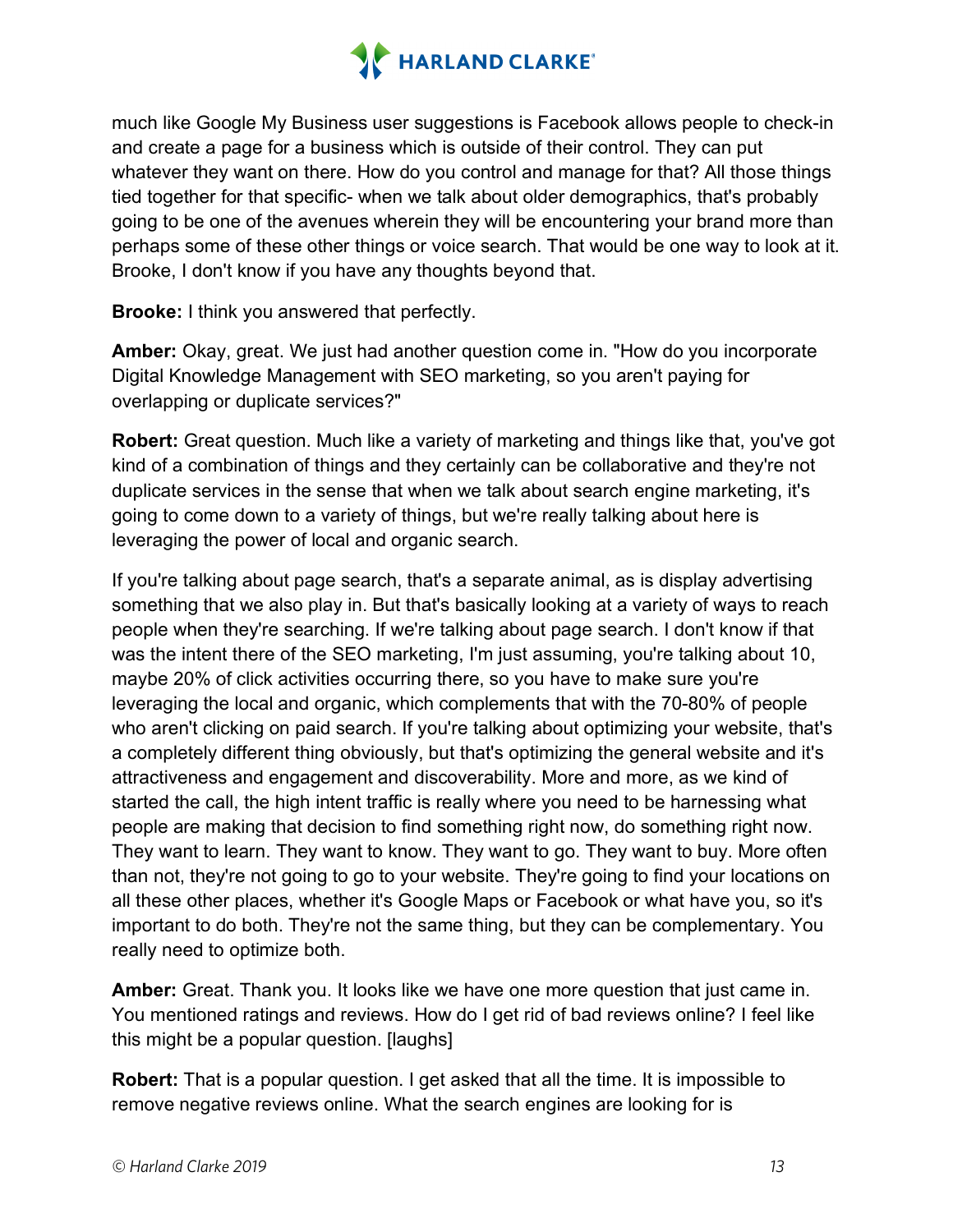much like Google My Business user suggestions is Facebook allows people to check-in and create a page for a business which is outside of their control. They can put whatever they want on there. How do you control and manage for that? All those things tied together for that specific- when we talk about older demographics, that's probably going to be one of the avenues wherein they will be encountering your brand more than perhaps some of these other things or voice search. That would be one way to look at it. Brooke, I don't know if you have any thoughts beyond that.

**Brooke:** I think you answered that perfectly.

**Amber:** Okay, great. We just had another question come in. "How do you incorporate Digital Knowledge Management with SEO marketing, so you aren't paying for overlapping or duplicate services?"

**Robert:** Great question. Much like a variety of marketing and things like that, you've got kind of a combination of things and they certainly can be collaborative and they're not duplicate services in the sense that when we talk about search engine marketing, it's going to come down to a variety of things, but we're really talking about here is leveraging the power of local and organic search.

If you're talking about page search, that's a separate animal, as is display advertising something that we also play in. But that's basically looking at a variety of ways to reach people when they're searching. If we're talking about page search. I don't know if that was the intent there of the SEO marketing, I'm just assuming, you're talking about 10, maybe 20% of click activities occurring there, so you have to make sure you're leveraging the local and organic, which complements that with the 70-80% of people who aren't clicking on paid search. If you're talking about optimizing your website, that's a completely different thing obviously, but that's optimizing the general website and it's attractiveness and engagement and discoverability. More and more, as we kind of started the call, the high intent traffic is really where you need to be harnessing what people are making that decision to find something right now, do something right now. They want to learn. They want to know. They want to go. They want to buy. More often than not, they're not going to go to your website. They're going to find your locations on all these other places, whether it's Google Maps or Facebook or what have you, so it's important to do both. They're not the same thing, but they can be complementary. You really need to optimize both.

**Amber:** Great. Thank you. It looks like we have one more question that just came in. You mentioned ratings and reviews. How do I get rid of bad reviews online? I feel like this might be a popular question. [laughs]

**Robert:** That is a popular question. I get asked that all the time. It is impossible to remove negative reviews online. What the search engines are looking for is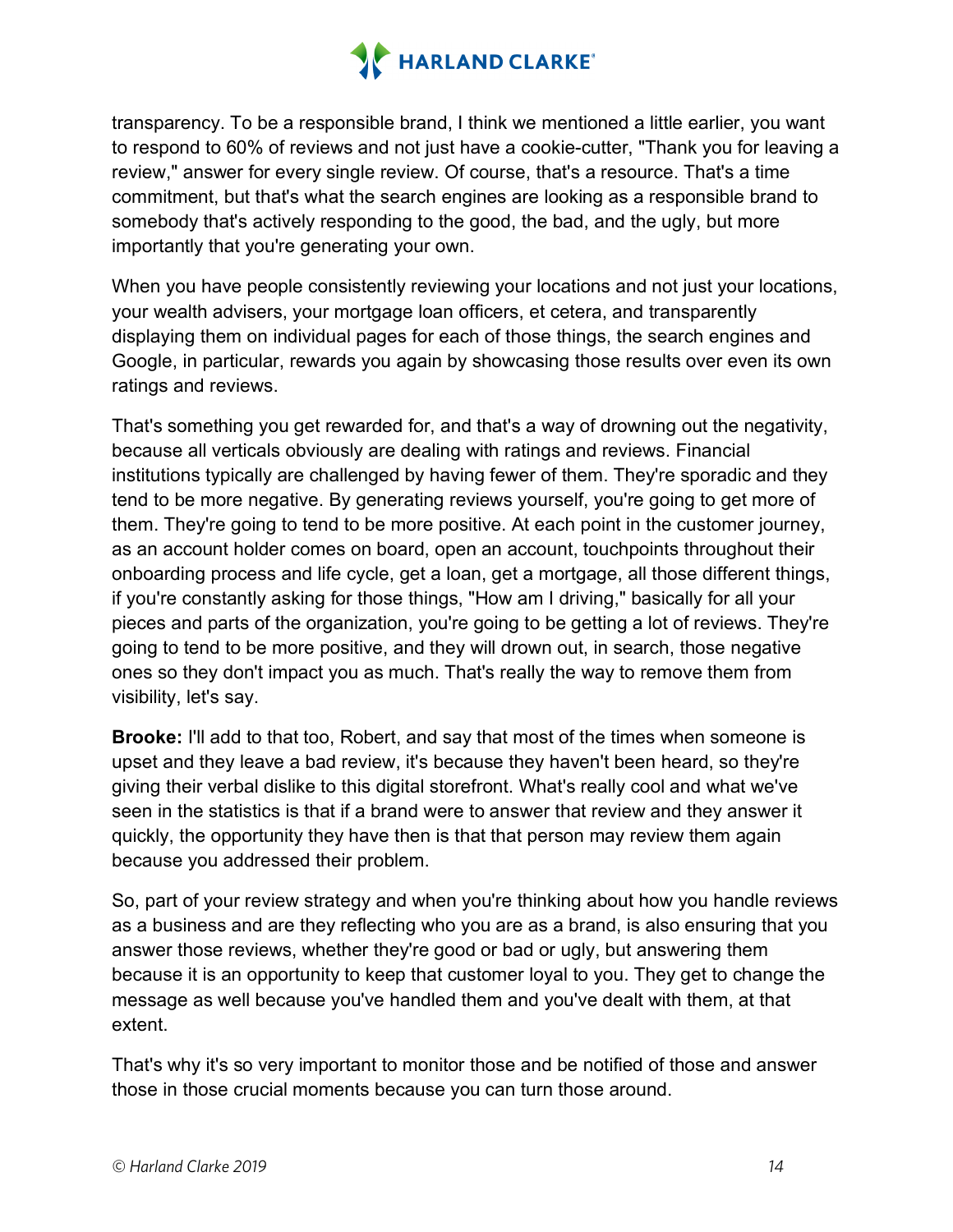transparency. To be a responsible brand, I think we mentioned a little earlier, you want to respond to 60% of reviews and not just have a cookie-cutter, "Thank you for leaving a review," answer for every single review. Of course, that's a resource. That's a time commitment, but that's what the search engines are looking as a responsible brand to somebody that's actively responding to the good, the bad, and the ugly, but more importantly that you're generating your own.

When you have people consistently reviewing your locations and not just your locations, your wealth advisers, your mortgage loan officers, et cetera, and transparently displaying them on individual pages for each of those things, the search engines and Google, in particular, rewards you again by showcasing those results over even its own ratings and reviews.

That's something you get rewarded for, and that's a way of drowning out the negativity, because all verticals obviously are dealing with ratings and reviews. Financial institutions typically are challenged by having fewer of them. They're sporadic and they tend to be more negative. By generating reviews yourself, you're going to get more of them. They're going to tend to be more positive. At each point in the customer journey, as an account holder comes on board, open an account, touchpoints throughout their onboarding process and life cycle, get a loan, get a mortgage, all those different things, if you're constantly asking for those things, "How am I driving," basically for all your pieces and parts of the organization, you're going to be getting a lot of reviews. They're going to tend to be more positive, and they will drown out, in search, those negative ones so they don't impact you as much. That's really the way to remove them from visibility, let's say.

**Brooke:** I'll add to that too, Robert, and say that most of the times when someone is upset and they leave a bad review, it's because they haven't been heard, so they're giving their verbal dislike to this digital storefront. What's really cool and what we've seen in the statistics is that if a brand were to answer that review and they answer it quickly, the opportunity they have then is that that person may review them again because you addressed their problem.

So, part of your review strategy and when you're thinking about how you handle reviews as a business and are they reflecting who you are as a brand, is also ensuring that you answer those reviews, whether they're good or bad or ugly, but answering them because it is an opportunity to keep that customer loyal to you. They get to change the message as well because you've handled them and you've dealt with them, at that extent.

That's why it's so very important to monitor those and be notified of those and answer those in those crucial moments because you can turn those around.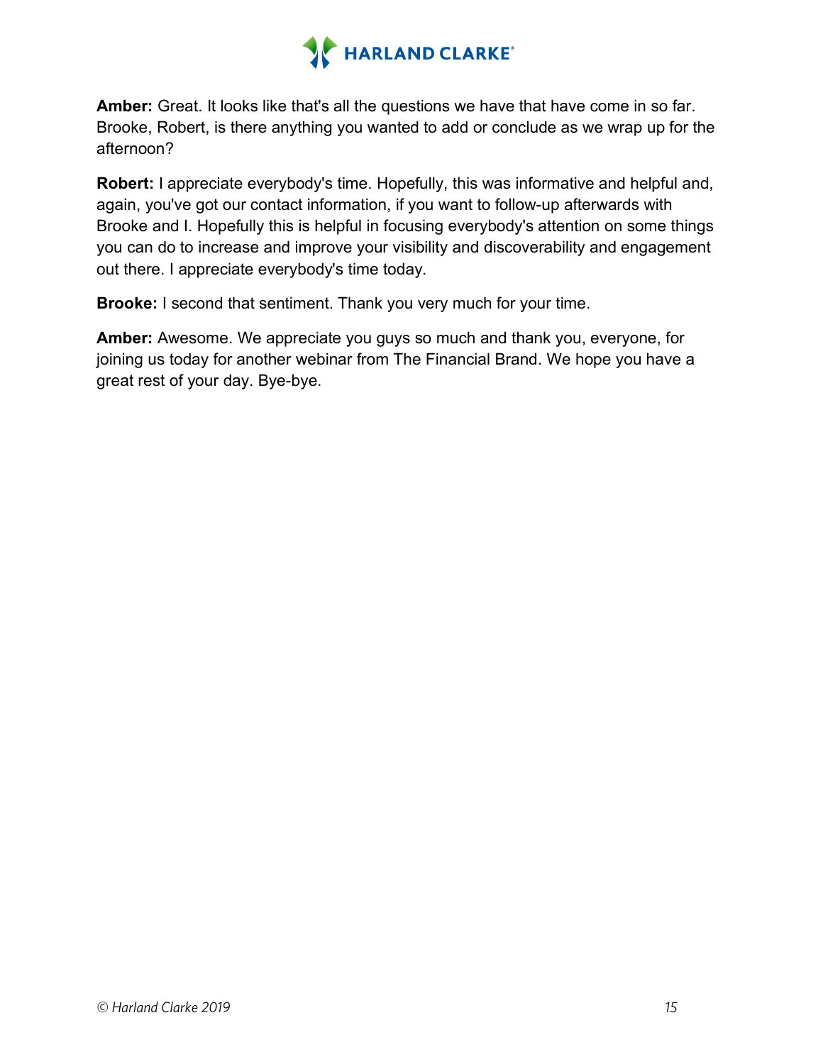**Amber:** Great. It looks like that's all the questions we have that have come in so far. Brooke, Robert, is there anything you wanted to add or conclude as we wrap up for the afternoon?

**Robert:** I appreciate everybody's time. Hopefully, this was informative and helpful and, again, you've got our contact information, if you want to follow-up afterwards with Brooke and I. Hopefully this is helpful in focusing everybody's attention on some things you can do to increase and improve your visibility and discoverability and engagement out there. I appreciate everybody's time today.

**Brooke:** I second that sentiment. Thank you very much for your time.

**Amber:** Awesome. We appreciate you guys so much and thank you, everyone, for joining us today for another webinar from The Financial Brand. We hope you have a great rest of your day. Bye-bye.